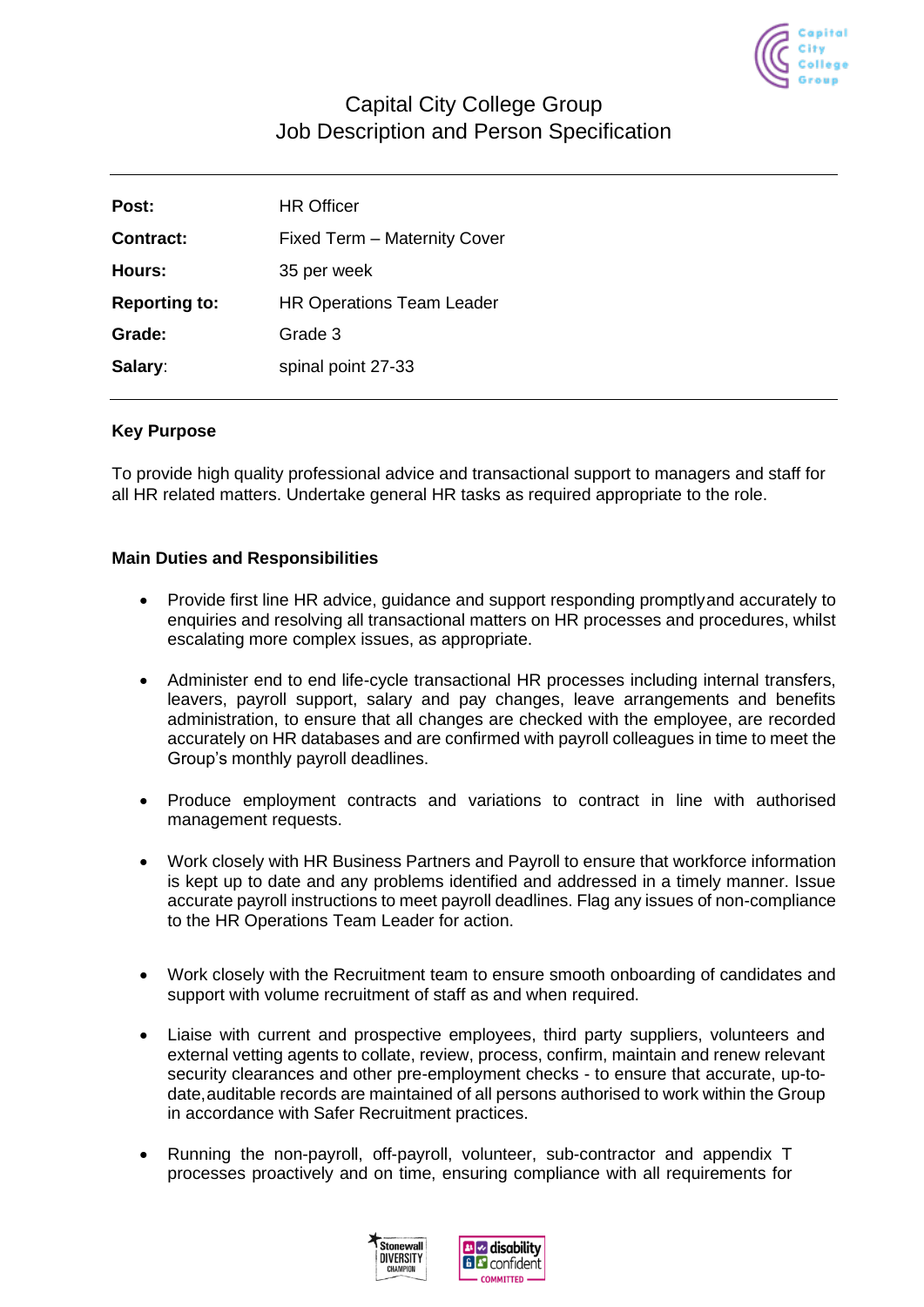# Capital City College Group
## Job Description and Person Specification

| | |
|---|---|
| **Post:** | HR Officer |
| **Contract:** | Fixed Term – Maternity Cover |
| **Hours:** | 35 per week |
| **Reporting to:** | HR Operations Team Leader |
| **Grade:** | Grade 3 |
| **Salary**: | spinal point 27-33 |

### Key Purpose

To provide high quality professional advice and transactional support to managers and staff for all HR related matters. Undertake general HR tasks as required appropriate to the role.

### Main Duties and Responsibilities

- Provide first line HR advice, guidance and support responding promptly and accurately to enquiries and resolving all transactional matters on HR processes and procedures, whilst escalating more complex issues, as appropriate.

- Administer end to end life-cycle transactional HR processes including internal transfers, leavers, payroll support, salary and pay changes, leave arrangements and benefits administration, to ensure that all changes are checked with the employee, are recorded accurately on HR databases and are confirmed with payroll colleagues in time to meet the Group's monthly payroll deadlines.

- Produce employment contracts and variations to contract in line with authorised management requests.

- Work closely with HR Business Partners and Payroll to ensure that workforce information is kept up to date and any problems identified and addressed in a timely manner. Issue accurate payroll instructions to meet payroll deadlines. Flag any issues of non-compliance to the HR Operations Team Leader for action.

- Work closely with the Recruitment team to ensure smooth onboarding of candidates and support with volume recruitment of staff as and when required.

- Liaise with current and prospective employees, third party suppliers, volunteers and external vetting agents to collate, review, process, confirm, maintain and renew relevant security clearances and other pre-employment checks - to ensure that accurate, up-to-date, auditable records are maintained of all persons authorised to work within the Group in accordance with Safer Recruitment practices.

- Running the non-payroll, off-payroll, volunteer, sub-contractor and appendix T processes proactively and on time, ensuring compliance with all requirements for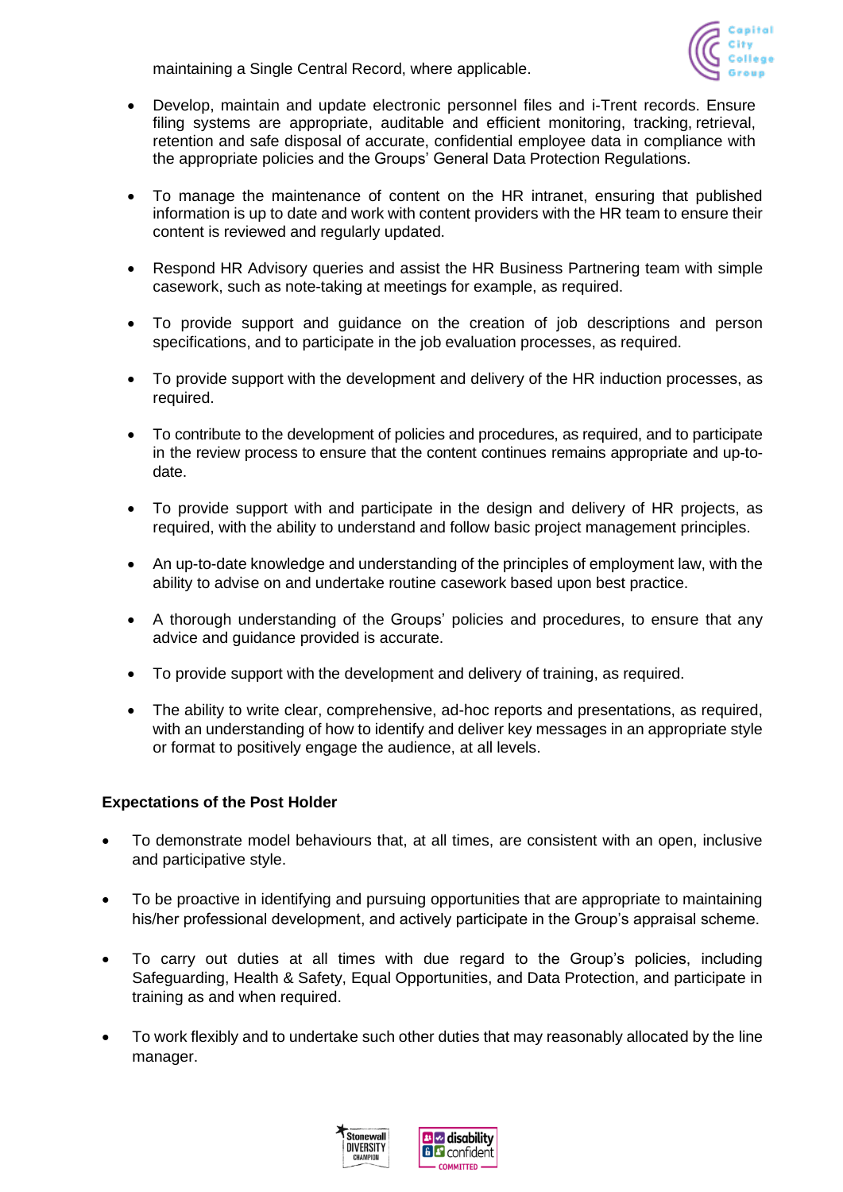maintaining a Single Central Record, where applicable.

- Develop, maintain and update electronic personnel files and i-Trent records. Ensure filing systems are appropriate, auditable and efficient monitoring, tracking, retrieval, retention and safe disposal of accurate, confidential employee data in compliance with the appropriate policies and the Groups' General Data Protection Regulations.

- To manage the maintenance of content on the HR intranet, ensuring that published information is up to date and work with content providers with the HR team to ensure their content is reviewed and regularly updated.

- Respond HR Advisory queries and assist the HR Business Partnering team with simple casework, such as note-taking at meetings for example, as required.

- To provide support and guidance on the creation of job descriptions and person specifications, and to participate in the job evaluation processes, as required.

- To provide support with the development and delivery of the HR induction processes, as required.

- To contribute to the development of policies and procedures, as required, and to participate in the review process to ensure that the content continues remains appropriate and up-to-date.

- To provide support with and participate in the design and delivery of HR projects, as required, with the ability to understand and follow basic project management principles.

- An up-to-date knowledge and understanding of the principles of employment law, with the ability to advise on and undertake routine casework based upon best practice.

- A thorough understanding of the Groups' policies and procedures, to ensure that any advice and guidance provided is accurate.

- To provide support with the development and delivery of training, as required.

- The ability to write clear, comprehensive, ad-hoc reports and presentations, as required, with an understanding of how to identify and deliver key messages in an appropriate style or format to positively engage the audience, at all levels.

**Expectations of the Post Holder**

- To demonstrate model behaviours that, at all times, are consistent with an open, inclusive and participative style.

- To be proactive in identifying and pursuing opportunities that are appropriate to maintaining his/her professional development, and actively participate in the Group's appraisal scheme.

- To carry out duties at all times with due regard to the Group's policies, including Safeguarding, Health & Safety, Equal Opportunities, and Data Protection, and participate in training as and when required.

- To work flexibly and to undertake such other duties that may reasonably allocated by the line manager.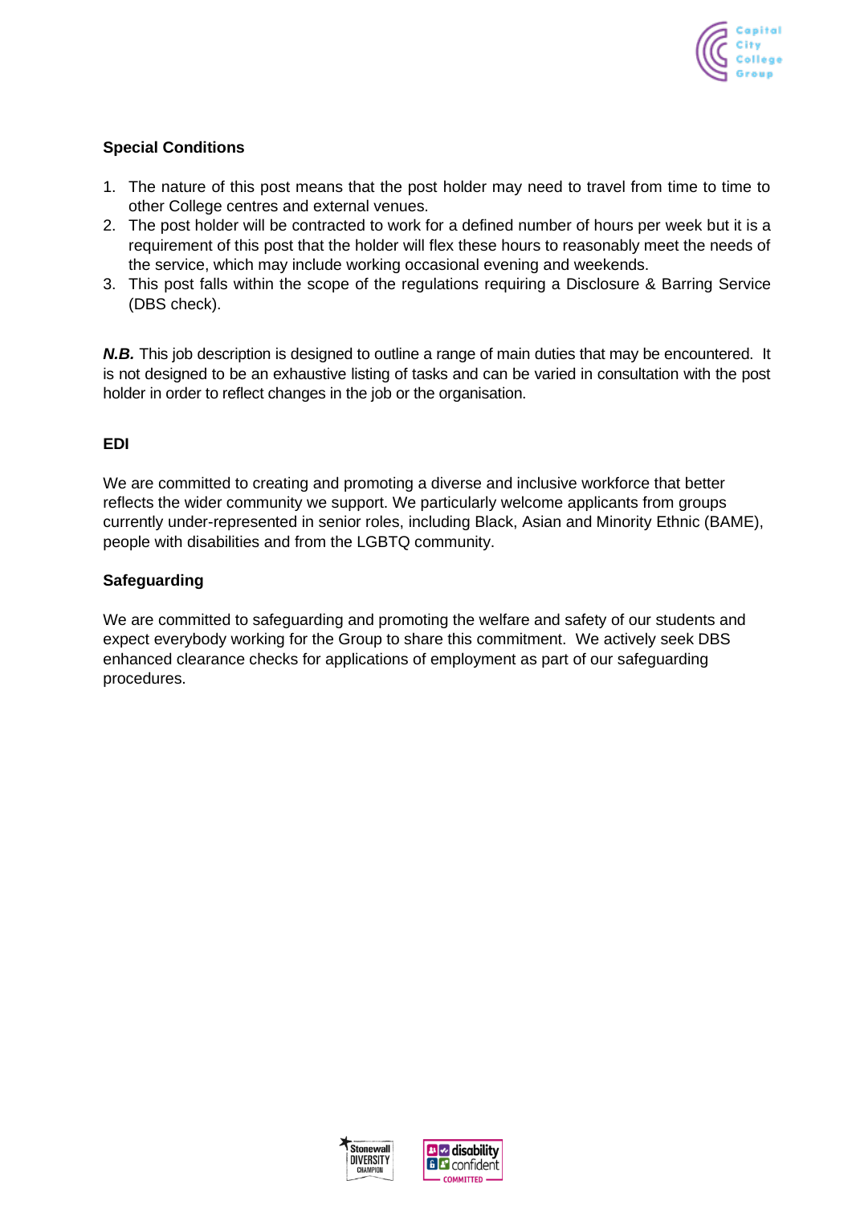**Special Conditions**

1. The nature of this post means that the post holder may need to travel from time to time to other College centres and external venues.
2. The post holder will be contracted to work for a defined number of hours per week but it is a requirement of this post that the holder will flex these hours to reasonably meet the needs of the service, which may include working occasional evening and weekends.
3. This post falls within the scope of the regulations requiring a Disclosure & Barring Service (DBS check).

***N.B.*** This job description is designed to outline a range of main duties that may be encountered. It is not designed to be an exhaustive listing of tasks and can be varied in consultation with the post holder in order to reflect changes in the job or the organisation.

**EDI**

We are committed to creating and promoting a diverse and inclusive workforce that better reflects the wider community we support. We particularly welcome applicants from groups currently under-represented in senior roles, including Black, Asian and Minority Ethnic (BAME), people with disabilities and from the LGBTQ community.

**Safeguarding**

We are committed to safeguarding and promoting the welfare and safety of our students and expect everybody working for the Group to share this commitment. We actively seek DBS enhanced clearance checks for applications of employment as part of our safeguarding procedures.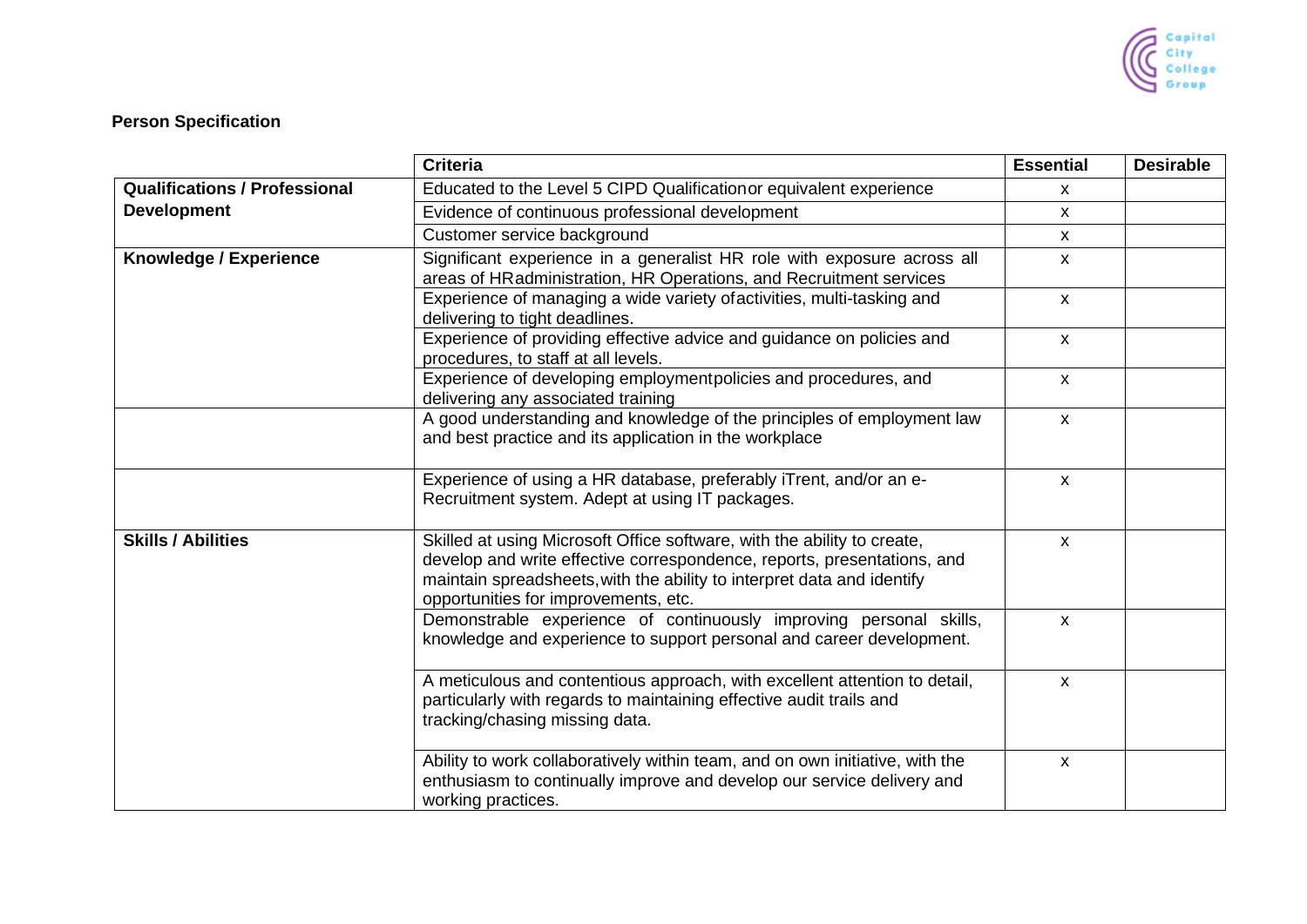**Person Specification**

| | Criteria | Essential | Desirable |
|---|---|---|---|
| **Qualifications / Professional Development** | Educated to the Level 5 CIPD Qualificationor equivalent experience | x | |
| | Evidence of continuous professional development | x | |
| | Customer service background | x | |
| **Knowledge / Experience** | Significant experience in a generalist HR role with exposure across all areas of HRadministration, HR Operations, and Recruitment services | x | |
| | Experience of managing a wide variety ofactivities, multi-tasking and delivering to tight deadlines. | x | |
| | Experience of providing effective advice and guidance on policies and procedures, to staff at all levels. | x | |
| | Experience of developing employmentpolicies and procedures, and delivering any associated training | x | |
| | A good understanding and knowledge of the principles of employment law and best practice and its application in the workplace | x | |
| | Experience of using a HR database, preferably iTrent, and/or an e-Recruitment system. Adept at using IT packages. | x | |
| **Skills / Abilities** | Skilled at using Microsoft Office software, with the ability to create, develop and write effective correspondence, reports, presentations, and maintain spreadsheets,with the ability to interpret data and identify opportunities for improvements, etc. | x | |
| | Demonstrable experience of continuously improving personal skills, knowledge and experience to support personal and career development. | x | |
| | A meticulous and contentious approach, with excellent attention to detail, particularly with regards to maintaining effective audit trails and tracking/chasing missing data. | x | |
| | Ability to work collaboratively within team, and on own initiative, with the enthusiasm to continually improve and develop our service delivery and working practices. | x | |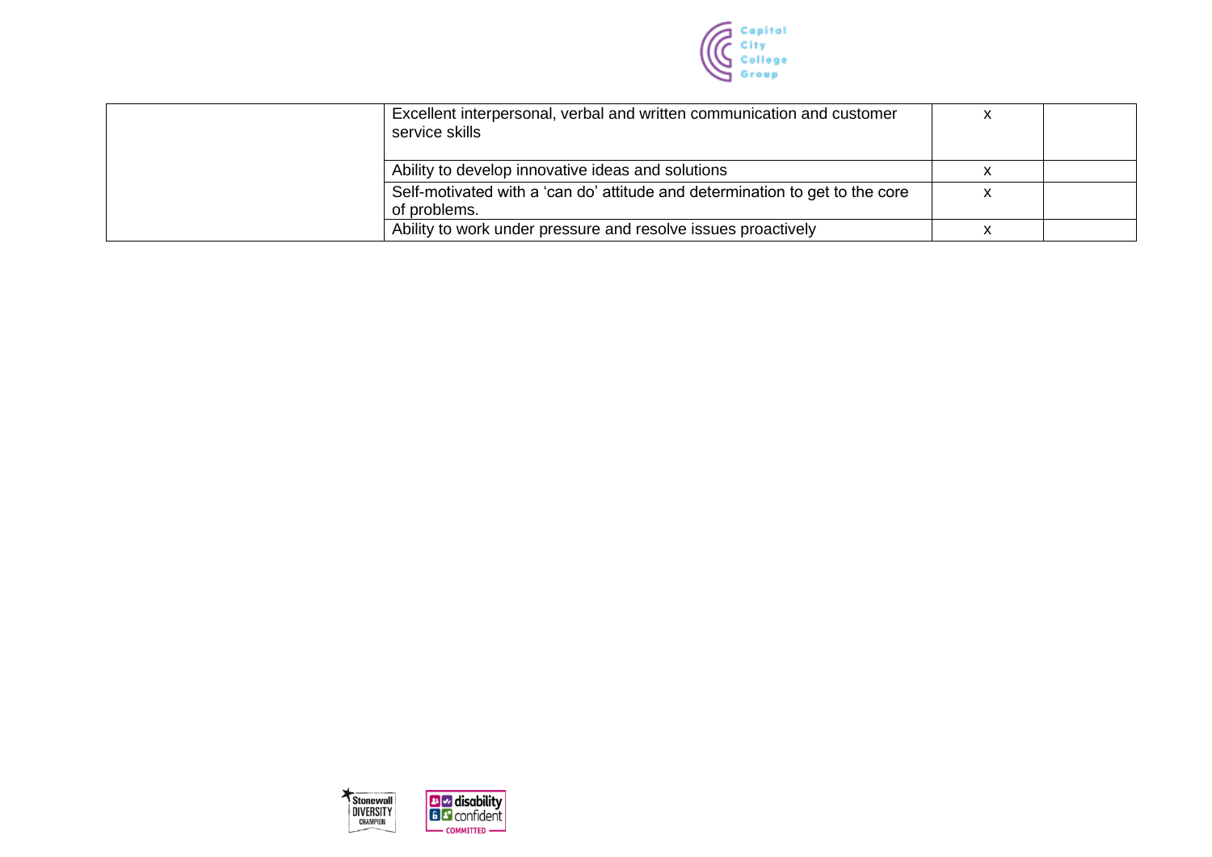| | | | |
|---|---|---|---|
| | Excellent interpersonal, verbal and written communication and customer service skills | x | |
| | Ability to develop innovative ideas and solutions | x | |
| | Self-motivated with a 'can do' attitude and determination to get to the core of problems. | x | |
| | Ability to work under pressure and resolve issues proactively | x | |